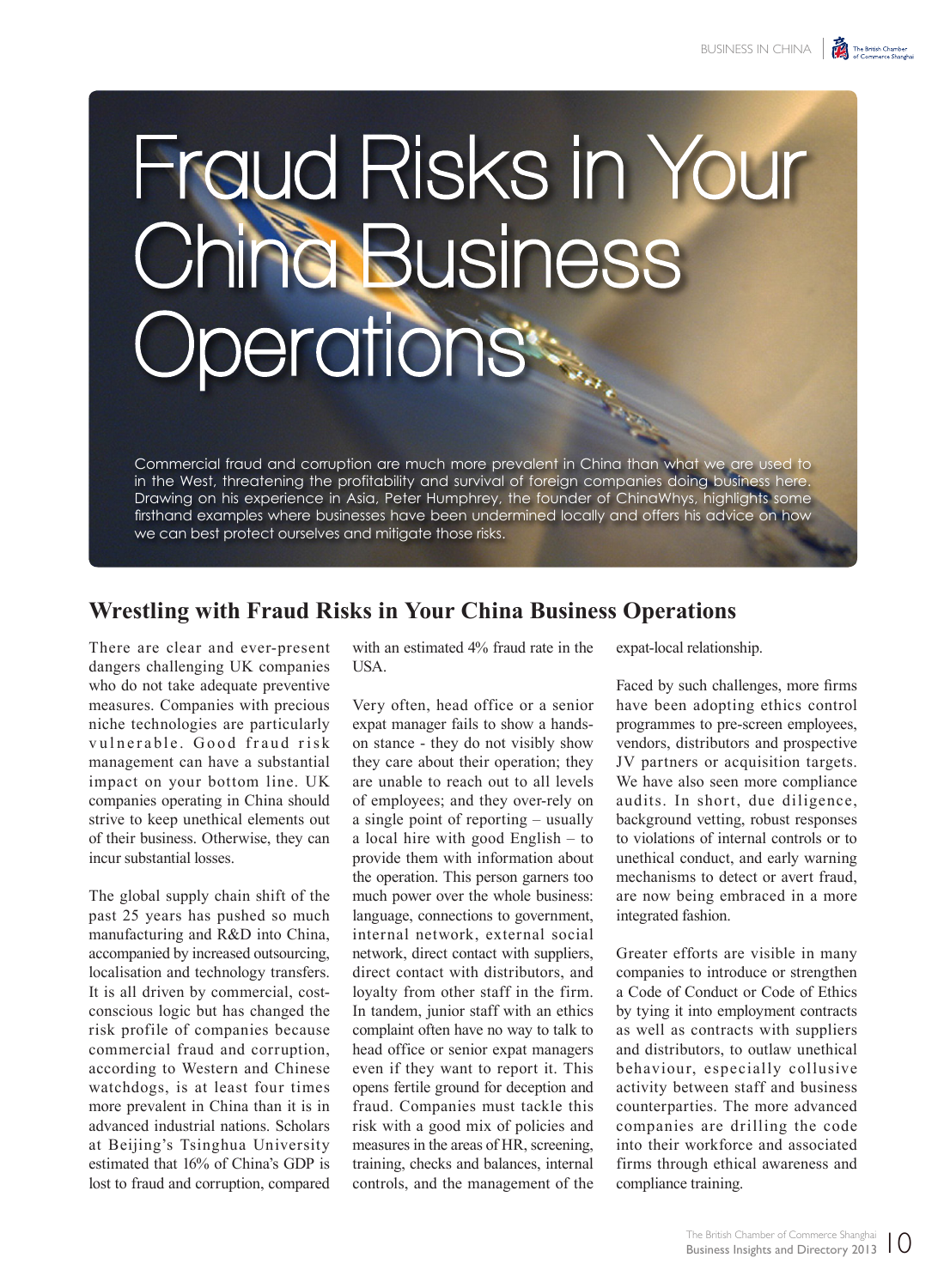# Fraud Risks in Your China Business Operations

Commercial fraud and corruption are much more prevalent in China than what we are used to in the West, threatening the profitability and survival of foreign companies doing business here. Drawing on his experience in Asia, Peter Humphrey, the founder of ChinaWhys, highlights some firsthand examples where businesses have been undermined locally and offers his advice on how we can best protect ourselves and mitigate those risks.

## Wrestling with Fraud Risks in Your China Business Operations

There are clear and ever-present dangers challenging UK companies who do not take adequate preventive measures. Companies with precious niche technologies are particularly vulnerable. Good fraud risk management can have a substantial impact on your bottom line. UK companies operating in China should strive to keep unethical elements out of their business. Otherwise, they can incur substantial losses.

The global supply chain shift of the past 25 years has pushed so much manufacturing and R&D into China, accompanied by increased outsourcing, localisation and technology transfers. It is all driven by commercial, cost-conscious logic but has changed the risk profile of companies because commercial fraud and corruption, according to Western and Chinese watchdogs, is at least four times more prevalent in China than it is in advanced industrial nations. Scholars at Beijing's Tsinghua University estimated that 16% of China's GDP is lost to fraud and corruption, compared with an estimated 4% fraud rate in the USA.

Very often, head office or a senior expat manager fails to show a hands-on stance - they do not visibly show they care about their operation; they are unable to reach out to all levels of employees; and they over-rely on a single point of reporting – usually a local hire with good English – to provide them with information about the operation. This person garners too much power over the whole business: language, connections to government, internal network, external social network, direct contact with suppliers, direct contact with distributors, and loyalty from other staff in the firm. In tandem, junior staff with an ethics complaint often have no way to talk to head office or senior expat managers even if they want to report it. This opens fertile ground for deception and fraud. Companies must tackle this risk with a good mix of policies and measures in the areas of HR, screening, training, checks and balances, internal controls, and the management of the expat-local relationship.

Faced by such challenges, more firms have been adopting ethics control programmes to pre-screen employees, vendors, distributors and prospective JV partners or acquisition targets. We have also seen more compliance audits. In short, due diligence, background vetting, robust responses to violations of internal controls or to unethical conduct, and early warning mechanisms to detect or avert fraud, are now being embraced in a more integrated fashion.

Greater efforts are visible in many companies to introduce or strengthen a Code of Conduct or Code of Ethics by tying it into employment contracts as well as contracts with suppliers and distributors, to outlaw unethical behaviour, especially collusive activity between staff and business counterparties. The more advanced companies are drilling the code into their workforce and associated firms through ethical awareness and compliance training.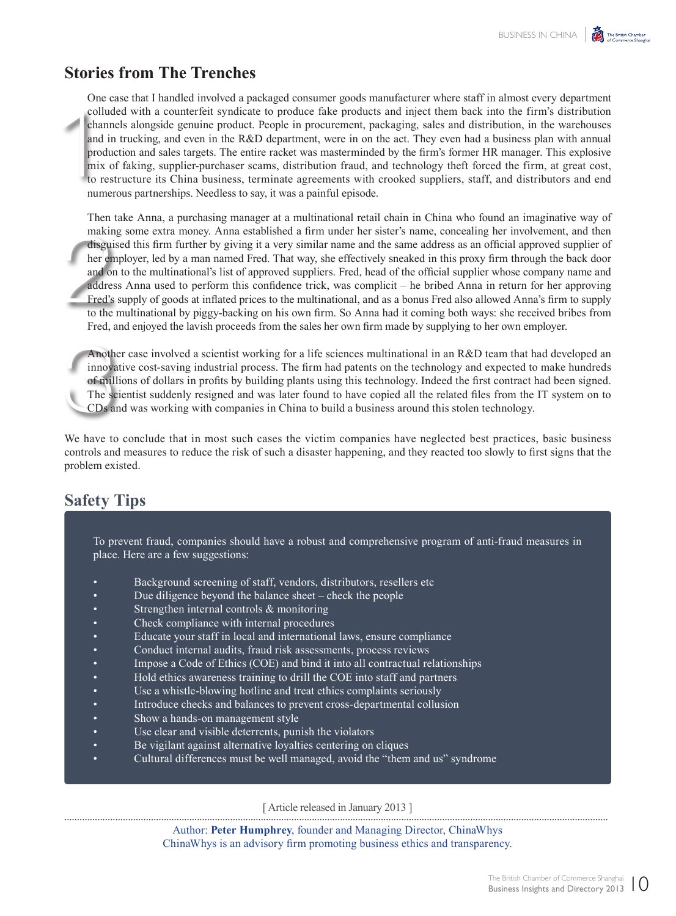## Stories from The Trenches

1. One case that I handled involved a packaged consumer goods manufacturer where staff in almost every department colluded with a counterfeit syndicate to produce fake products and inject them back into the firm's distribution channels alongside genuine product. People in procurement, packaging, sales and distribution, in the warehouses and in trucking, and even in the R&D department, were in on the act. They even had a business plan with annual production and sales targets. The entire racket was masterminded by the firm's former HR manager. This explosive mix of faking, supplier-purchaser scams, distribution fraud, and technology theft forced the firm, at great cost, to restructure its China business, terminate agreements with crooked suppliers, staff, and distributors and end numerous partnerships. Needless to say, it was a painful episode.

2. Then take Anna, a purchasing manager at a multinational retail chain in China who found an imaginative way of making some extra money. Anna established a firm under her sister's name, concealing her involvement, and then disguised this firm further by giving it a very similar name and the same address as an official approved supplier of her employer, led by a man named Fred. That way, she effectively sneaked in this proxy firm through the back door and on to the multinational's list of approved suppliers. Fred, head of the official supplier whose company name and address Anna used to perform this confidence trick, was complicit – he bribed Anna in return for her approving Fred's supply of goods at inflated prices to the multinational, and as a bonus Fred also allowed Anna's firm to supply to the multinational by piggy-backing on his own firm. So Anna had it coming both ways: she received bribes from Fred, and enjoyed the lavish proceeds from the sales her own firm made by supplying to her own employer.

3. Another case involved a scientist working for a life sciences multinational in an R&D team that had developed an innovative cost-saving industrial process. The firm had patents on the technology and expected to make hundreds of millions of dollars in profits by building plants using this technology. Indeed the first contract had been signed. The scientist suddenly resigned and was later found to have copied all the related files from the IT system on to CDs and was working with companies in China to build a business around this stolen technology.

We have to conclude that in most such cases the victim companies have neglected best practices, basic business controls and measures to reduce the risk of such a disaster happening, and they reacted too slowly to first signs that the problem existed.

## Safety Tips

To prevent fraud, companies should have a robust and comprehensive program of anti-fraud measures in place. Here are a few suggestions:

- Background screening of staff, vendors, distributors, resellers etc
- Due diligence beyond the balance sheet – check the people
- Strengthen internal controls & monitoring
- Check compliance with internal procedures
- Educate your staff in local and international laws, ensure compliance
- Conduct internal audits, fraud risk assessments, process reviews
- Impose a Code of Ethics (COE) and bind it into all contractual relationships
- Hold ethics awareness training to drill the COE into staff and partners
- Use a whistle-blowing hotline and treat ethics complaints seriously
- Introduce checks and balances to prevent cross-departmental collusion
- Show a hands-on management style
- Use clear and visible deterrents, punish the violators
- Be vigilant against alternative loyalties centering on cliques
- Cultural differences must be well managed, avoid the "them and us" syndrome

[ Article released in January 2013 ]

Author: **Peter Humphrey**, founder and Managing Director, ChinaWhys
ChinaWhys is an advisory firm promoting business ethics and transparency.